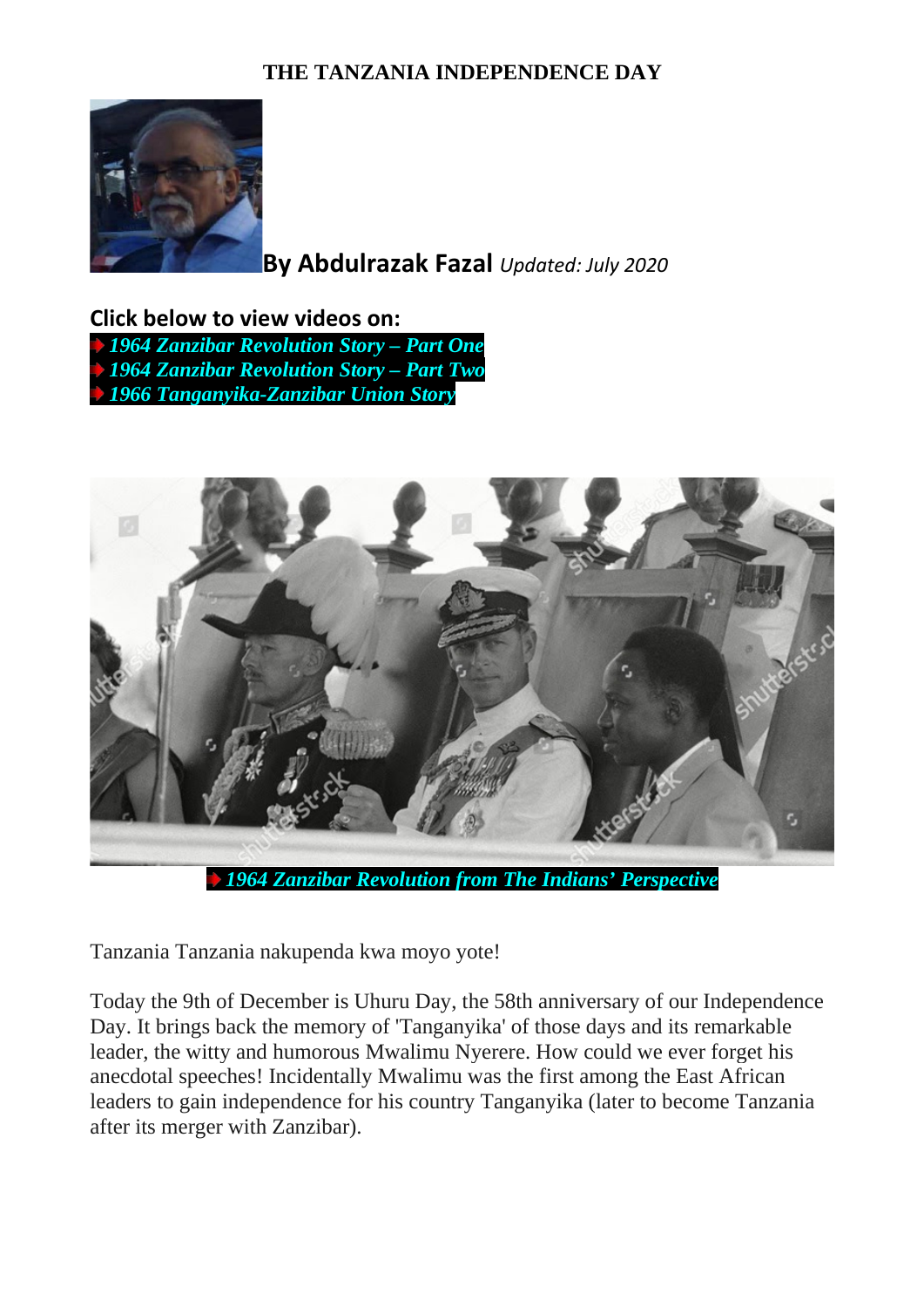# THE TANZANIA INDEPENDENCE DAY

**By Abdulrazak Fazal** *Updated: July 2020*

**Click below to view videos on:**

- *1964 Zanzibar Revolution Story – Part One*
- *1964 Zanzibar Revolution Story – Part Two*
- *1966 Tanganyika-Zanzibar Union Story*

*1964 Zanzibar Revolution from The Indians' Perspective*

Tanzania Tanzania nakupenda kwa moyo yote!

Today the 9th of December is Uhuru Day, the 58th anniversary of our Independence Day. It brings back the memory of 'Tanganyika' of those days and its remarkable leader, the witty and humorous Mwalimu Nyerere. How could we ever forget his anecdotal speeches! Incidentally Mwalimu was the first among the East African leaders to gain independence for his country Tanganyika (later to become Tanzania after its merger with Zanzibar).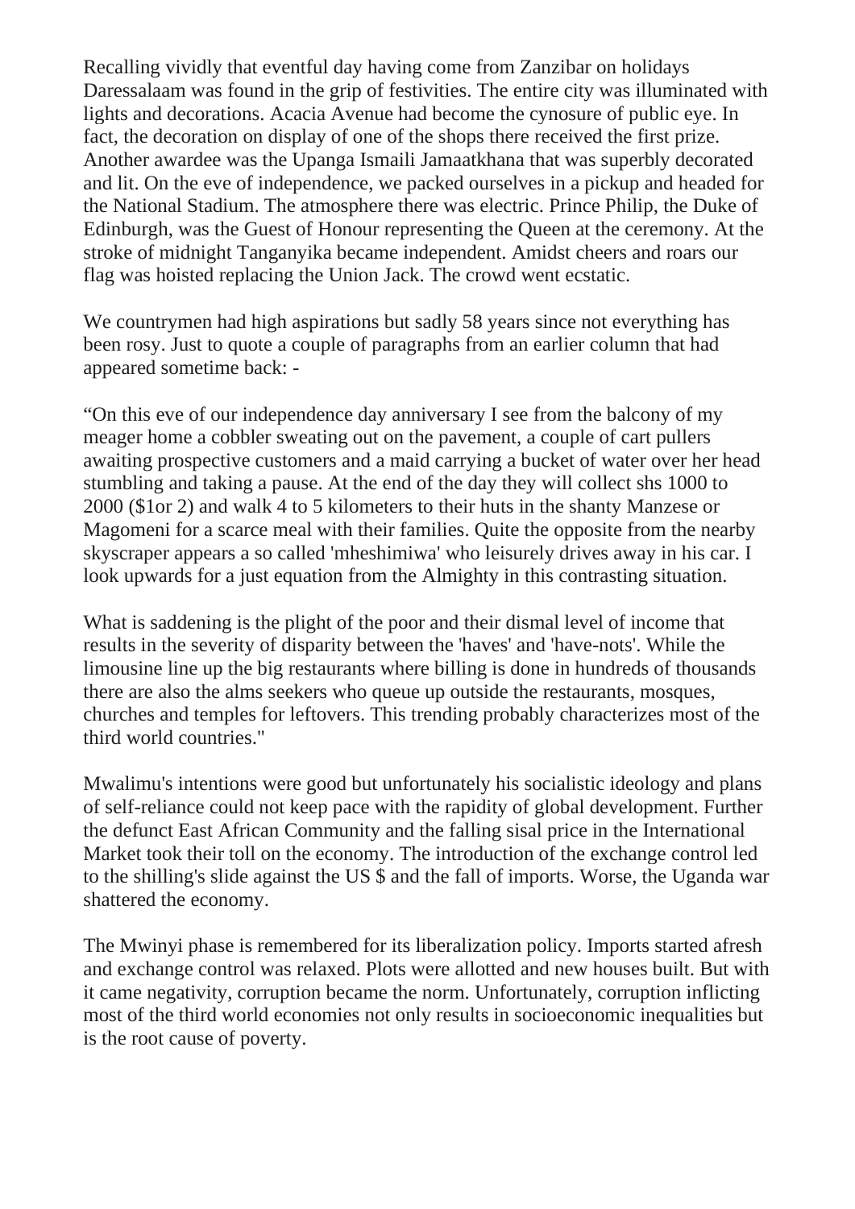Recalling vividly that eventful day having come from Zanzibar on holidays Daressalaam was found in the grip of festivities. The entire city was illuminated with lights and decorations. Acacia Avenue had become the cynosure of public eye. In fact, the decoration on display of one of the shops there received the first prize. Another awardee was the Upanga Ismaili Jamaatkhana that was superbly decorated and lit. On the eve of independence, we packed ourselves in a pickup and headed for the National Stadium. The atmosphere there was electric. Prince Philip, the Duke of Edinburgh, was the Guest of Honour representing the Queen at the ceremony. At the stroke of midnight Tanganyika became independent. Amidst cheers and roars our flag was hoisted replacing the Union Jack. The crowd went ecstatic.

We countrymen had high aspirations but sadly 58 years since not everything has been rosy. Just to quote a couple of paragraphs from an earlier column that had appeared sometime back: -

"On this eve of our independence day anniversary I see from the balcony of my meager home a cobbler sweating out on the pavement, a couple of cart pullers awaiting prospective customers and a maid carrying a bucket of water over her head stumbling and taking a pause. At the end of the day they will collect shs 1000 to 2000 ($1or 2) and walk 4 to 5 kilometers to their huts in the shanty Manzese or Magomeni for a scarce meal with their families. Quite the opposite from the nearby skyscraper appears a so called 'mheshimiwa' who leisurely drives away in his car. I look upwards for a just equation from the Almighty in this contrasting situation.

What is saddening is the plight of the poor and their dismal level of income that results in the severity of disparity between the 'haves' and 'have-nots'. While the limousine line up the big restaurants where billing is done in hundreds of thousands there are also the alms seekers who queue up outside the restaurants, mosques, churches and temples for leftovers. This trending probably characterizes most of the third world countries."

Mwalimu's intentions were good but unfortunately his socialistic ideology and plans of self-reliance could not keep pace with the rapidity of global development. Further the defunct East African Community and the falling sisal price in the International Market took their toll on the economy. The introduction of the exchange control led to the shilling's slide against the US $ and the fall of imports. Worse, the Uganda war shattered the economy.

The Mwinyi phase is remembered for its liberalization policy. Imports started afresh and exchange control was relaxed. Plots were allotted and new houses built. But with it came negativity, corruption became the norm. Unfortunately, corruption inflicting most of the third world economies not only results in socioeconomic inequalities but is the root cause of poverty.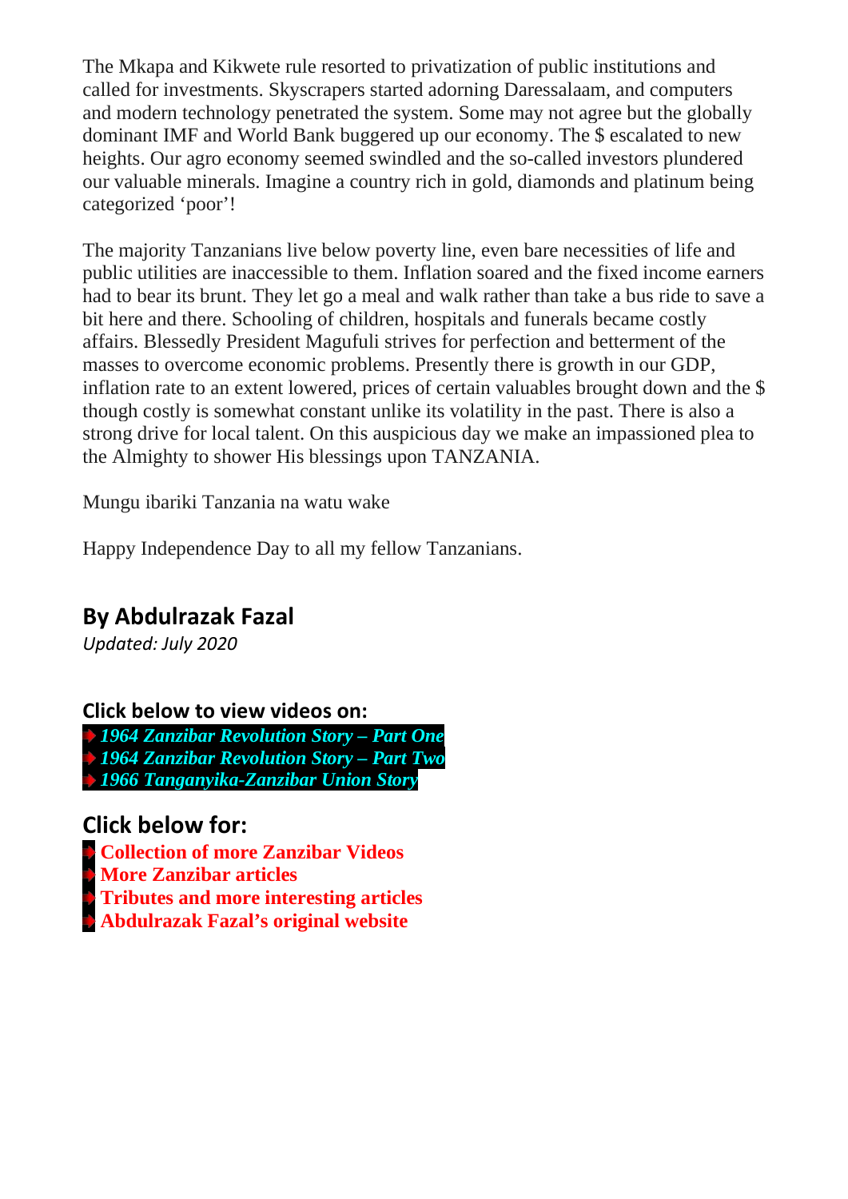The Mkapa and Kikwete rule resorted to privatization of public institutions and called for investments. Skyscrapers started adorning Daressalaam, and computers and modern technology penetrated the system. Some may not agree but the globally dominant IMF and World Bank buggered up our economy. The $ escalated to new heights. Our agro economy seemed swindled and the so-called investors plundered our valuable minerals. Imagine a country rich in gold, diamonds and platinum being categorized 'poor'!

The majority Tanzanians live below poverty line, even bare necessities of life and public utilities are inaccessible to them. Inflation soared and the fixed income earners had to bear its brunt. They let go a meal and walk rather than take a bus ride to save a bit here and there. Schooling of children, hospitals and funerals became costly affairs. Blessedly President Magufuli strives for perfection and betterment of the masses to overcome economic problems. Presently there is growth in our GDP, inflation rate to an extent lowered, prices of certain valuables brought down and the $ though costly is somewhat constant unlike its volatility in the past. There is also a strong drive for local talent. On this auspicious day we make an impassioned plea to the Almighty to shower His blessings upon TANZANIA.

Mungu ibariki Tanzania na watu wake

Happy Independence Day to all my fellow Tanzanians.

## By Abdulrazak Fazal

*Updated: July 2020*

### Click below to view videos on:

- ***1964 Zanzibar Revolution Story – Part One***
- ***1964 Zanzibar Revolution Story – Part Two***
- ***1966 Tanganyika-Zanzibar Union Story***

### Click below for:

- **Collection of more Zanzibar Videos**
- **More Zanzibar articles**
- **Tributes and more interesting articles**
- **Abdulrazak Fazal's original website**